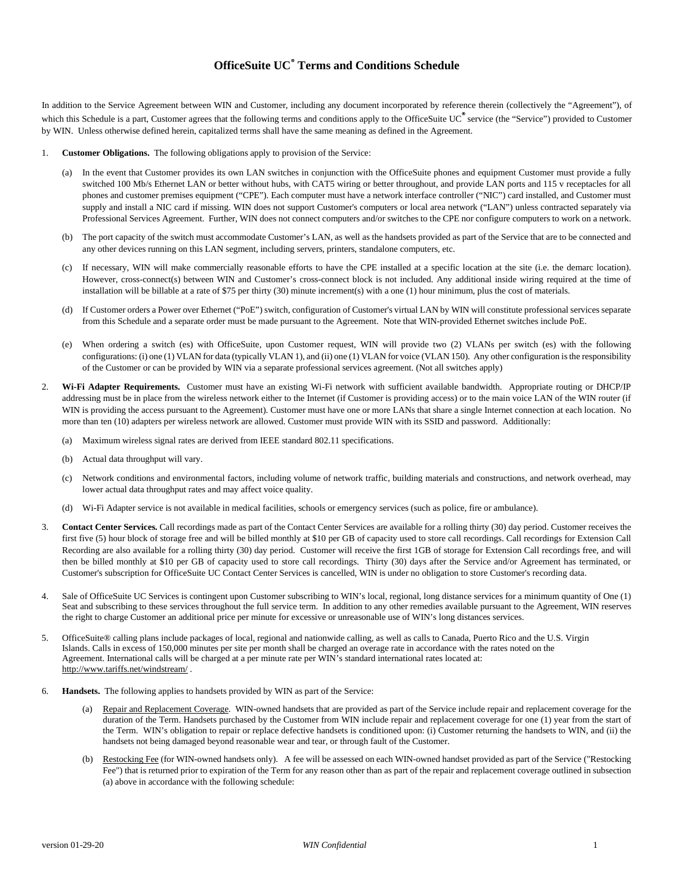# OfficeSuite UC® Terms and Conditions Schedule

In addition to the Service Agreement between WIN and Customer, including any document incorporated by reference therein (collectively the "Agreement"), of which this Schedule is a part, Customer agrees that the following terms and conditions apply to the OfficeSuite UC® service (the "Service") provided to Customer by WIN. Unless otherwise defined herein, capitalized terms shall have the same meaning as defined in the Agreement.

1. **Customer Obligations.** The following obligations apply to provision of the Service:

   (a) In the event that Customer provides its own LAN switches in conjunction with the OfficeSuite phones and equipment Customer must provide a fully switched 100 Mb/s Ethernet LAN or better without hubs, with CAT5 wiring or better throughout, and provide LAN ports and 115 v receptacles for all phones and customer premises equipment ("CPE"). Each computer must have a network interface controller ("NIC") card installed, and Customer must supply and install a NIC card if missing. WIN does not support Customer's computers or local area network ("LAN") unless contracted separately via Professional Services Agreement. Further, WIN does not connect computers and/or switches to the CPE nor configure computers to work on a network.

   (b) The port capacity of the switch must accommodate Customer's LAN, as well as the handsets provided as part of the Service that are to be connected and any other devices running on this LAN segment, including servers, printers, standalone computers, etc.

   (c) If necessary, WIN will make commercially reasonable efforts to have the CPE installed at a specific location at the site (i.e. the demarc location). However, cross-connect(s) between WIN and Customer's cross-connect block is not included. Any additional inside wiring required at the time of installation will be billable at a rate of $75 per thirty (30) minute increment(s) with a one (1) hour minimum, plus the cost of materials.

   (d) If Customer orders a Power over Ethernet ("PoE") switch, configuration of Customer's virtual LAN by WIN will constitute professional services separate from this Schedule and a separate order must be made pursuant to the Agreement. Note that WIN-provided Ethernet switches include PoE.

   (e) When ordering a switch (es) with OfficeSuite, upon Customer request, WIN will provide two (2) VLANs per switch (es) with the following configurations: (i) one (1) VLAN for data (typically VLAN 1), and (ii) one (1) VLAN for voice (VLAN 150). Any other configuration is the responsibility of the Customer or can be provided by WIN via a separate professional services agreement. (Not all switches apply)

2. **Wi-Fi Adapter Requirements.** Customer must have an existing Wi-Fi network with sufficient available bandwidth. Appropriate routing or DHCP/IP addressing must be in place from the wireless network either to the Internet (if Customer is providing access) or to the main voice LAN of the WIN router (if WIN is providing the access pursuant to the Agreement). Customer must have one or more LANs that share a single Internet connection at each location. No more than ten (10) adapters per wireless network are allowed. Customer must provide WIN with its SSID and password. Additionally:

   (a) Maximum wireless signal rates are derived from IEEE standard 802.11 specifications.

   (b) Actual data throughput will vary.

   (c) Network conditions and environmental factors, including volume of network traffic, building materials and constructions, and network overhead, may lower actual data throughput rates and may affect voice quality.

   (d) Wi-Fi Adapter service is not available in medical facilities, schools or emergency services (such as police, fire or ambulance).

3. **Contact Center Services.** Call recordings made as part of the Contact Center Services are available for a rolling thirty (30) day period. Customer receives the first five (5) hour block of storage free and will be billed monthly at $10 per GB of capacity used to store call recordings. Call recordings for Extension Call Recording are also available for a rolling thirty (30) day period. Customer will receive the first 1GB of storage for Extension Call recordings free, and will then be billed monthly at $10 per GB of capacity used to store call recordings. Thirty (30) days after the Service and/or Agreement has terminated, or Customer's subscription for OfficeSuite UC Contact Center Services is cancelled, WIN is under no obligation to store Customer's recording data.

4. Sale of OfficeSuite UC Services is contingent upon Customer subscribing to WIN's local, regional, long distance services for a minimum quantity of One (1) Seat and subscribing to these services throughout the full service term. In addition to any other remedies available pursuant to the Agreement, WIN reserves the right to charge Customer an additional price per minute for excessive or unreasonable use of WIN's long distances services.

5. OfficeSuite® calling plans include packages of local, regional and nationwide calling, as well as calls to Canada, Puerto Rico and the U.S. Virgin Islands. Calls in excess of 150,000 minutes per site per month shall be charged an overage rate in accordance with the rates noted on the Agreement. International calls will be charged at a per minute rate per WIN's standard international rates located at: http://www.tariffs.net/windstream/ .

6. **Handsets.** The following applies to handsets provided by WIN as part of the Service:

   (a) Repair and Replacement Coverage. WIN-owned handsets that are provided as part of the Service include repair and replacement coverage for the duration of the Term. Handsets purchased by the Customer from WIN include repair and replacement coverage for one (1) year from the start of the Term. WIN's obligation to repair or replace defective handsets is conditioned upon: (i) Customer returning the handsets to WIN, and (ii) the handsets not being damaged beyond reasonable wear and tear, or through fault of the Customer.

   (b) Restocking Fee (for WIN-owned handsets only). A fee will be assessed on each WIN-owned handset provided as part of the Service ("Restocking Fee") that is returned prior to expiration of the Term for any reason other than as part of the repair and replacement coverage outlined in subsection (a) above in accordance with the following schedule: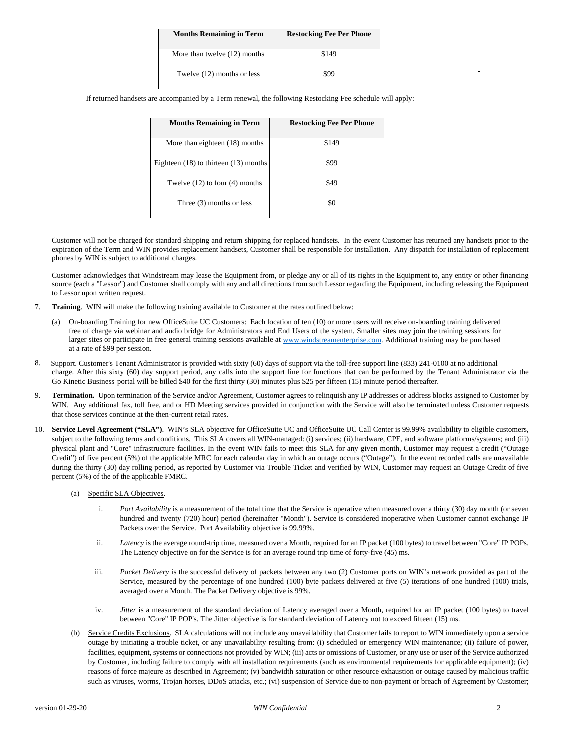| Months Remaining in Term | Restocking Fee Per Phone |
|---|---|
| More than twelve (12) months | $149 |
| Twelve (12) months or less | $99 |

If returned handsets are accompanied by a Term renewal, the following Restocking Fee schedule will apply:

| Months Remaining in Term | Restocking Fee Per Phone |
|---|---|
| More than eighteen (18) months | $149 |
| Eighteen (18) to thirteen (13) months | $99 |
| Twelve (12) to four (4) months | $49 |
| Three (3) months or less | $0 |

Customer will not be charged for standard shipping and return shipping for replaced handsets. In the event Customer has returned any handsets prior to the expiration of the Term and WIN provides replacement handsets, Customer shall be responsible for installation. Any dispatch for installation of replacement phones by WIN is subject to additional charges.

Customer acknowledges that Windstream may lease the Equipment from, or pledge any or all of its rights in the Equipment to, any entity or other financing source (each a "Lessor") and Customer shall comply with any and all directions from such Lessor regarding the Equipment, including releasing the Equipment to Lessor upon written request.

7. **Training**. WIN will make the following training available to Customer at the rates outlined below:

   (a) On-boarding Training for new OfficeSuite UC Customers: Each location of ten (10) or more users will receive on-boarding training delivered free of charge via webinar and audio bridge for Administrators and End Users of the system. Smaller sites may join the training sessions for larger sites or participate in free general training sessions available at www.windstreamenterprise.com. Additional training may be purchased at a rate of $99 per session.

8. Support. Customer's Tenant Administrator is provided with sixty (60) days of support via the toll-free support line (833) 241-0100 at no additional charge. After this sixty (60) day support period, any calls into the support line for functions that can be performed by the Tenant Administrator via the Go Kinetic Business portal will be billed $40 for the first thirty (30) minutes plus $25 per fifteen (15) minute period thereafter.

9. **Termination.** Upon termination of the Service and/or Agreement, Customer agrees to relinquish any IP addresses or address blocks assigned to Customer by WIN. Any additional fax, toll free, and or HD Meeting services provided in conjunction with the Service will also be terminated unless Customer requests that those services continue at the then-current retail rates.

10. **Service Level Agreement ("SLA")**. WIN's SLA objective for OfficeSuite UC and OfficeSuite UC Call Center is 99.99% availability to eligible customers, subject to the following terms and conditions. This SLA covers all WIN-managed: (i) services; (ii) hardware, CPE, and software platforms/systems; and (iii) physical plant and "Core" infrastructure facilities. In the event WIN fails to meet this SLA for any given month, Customer may request a credit ("Outage Credit") of five percent (5%) of the applicable MRC for each calendar day in which an outage occurs ("Outage"). In the event recorded calls are unavailable during the thirty (30) day rolling period, as reported by Customer via Trouble Ticket and verified by WIN, Customer may request an Outage Credit of five percent (5%) of the of the applicable FMRC.

    (a) Specific SLA Objectives.

       i. *Port Availability* is a measurement of the total time that the Service is operative when measured over a thirty (30) day month (or seven hundred and twenty (720) hour) period (hereinafter "Month"). Service is considered inoperative when Customer cannot exchange IP Packets over the Service. Port Availability objective is 99.99%.

       ii. *Latency* is the average round-trip time, measured over a Month, required for an IP packet (100 bytes) to travel between "Core" IP POPs. The Latency objective on for the Service is for an average round trip time of forty-five (45) ms.

       iii. *Packet Delivery* is the successful delivery of packets between any two (2) Customer ports on WIN's network provided as part of the Service, measured by the percentage of one hundred (100) byte packets delivered at five (5) iterations of one hundred (100) trials, averaged over a Month. The Packet Delivery objective is 99%.

       iv. *Jitter* is a measurement of the standard deviation of Latency averaged over a Month, required for an IP packet (100 bytes) to travel between "Core" IP POP's. The Jitter objective is for standard deviation of Latency not to exceed fifteen (15) ms.

    (b) Service Credits Exclusions. SLA calculations will not include any unavailability that Customer fails to report to WIN immediately upon a service outage by initiating a trouble ticket, or any unavailability resulting from: (i) scheduled or emergency WIN maintenance; (ii) failure of power, facilities, equipment, systems or connections not provided by WIN; (iii) acts or omissions of Customer, or any use or user of the Service authorized by Customer, including failure to comply with all installation requirements (such as environmental requirements for applicable equipment); (iv) reasons of force majeure as described in Agreement; (v) bandwidth saturation or other resource exhaustion or outage caused by malicious traffic such as viruses, worms, Trojan horses, DDoS attacks, etc.; (vi) suspension of Service due to non-payment or breach of Agreement by Customer;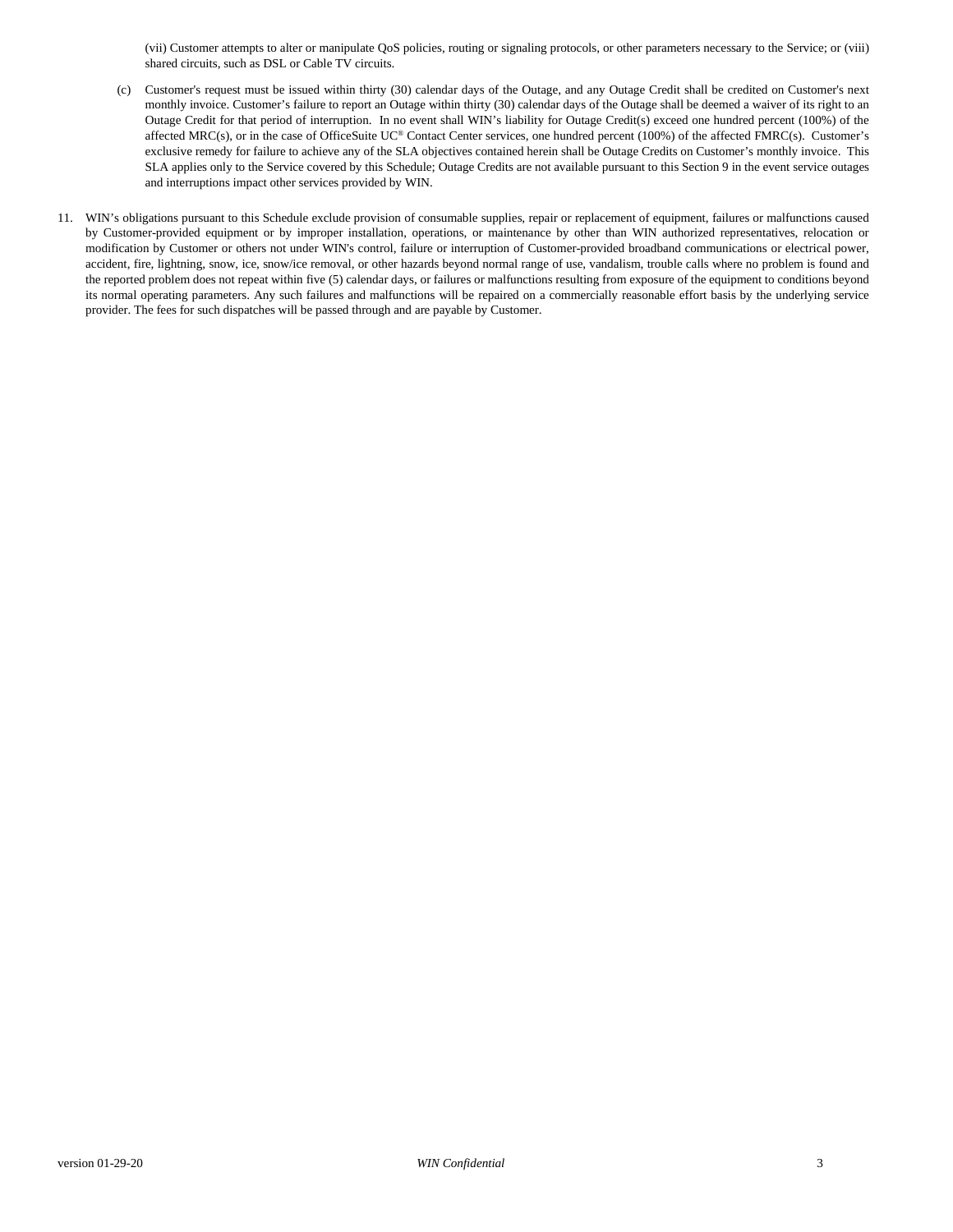(vii) Customer attempts to alter or manipulate QoS policies, routing or signaling protocols, or other parameters necessary to the Service; or (viii) shared circuits, such as DSL or Cable TV circuits.

(c) Customer's request must be issued within thirty (30) calendar days of the Outage, and any Outage Credit shall be credited on Customer's next monthly invoice. Customer's failure to report an Outage within thirty (30) calendar days of the Outage shall be deemed a waiver of its right to an Outage Credit for that period of interruption. In no event shall WIN's liability for Outage Credit(s) exceed one hundred percent (100%) of the affected MRC(s), or in the case of OfficeSuite UC® Contact Center services, one hundred percent (100%) of the affected FMRC(s). Customer's exclusive remedy for failure to achieve any of the SLA objectives contained herein shall be Outage Credits on Customer's monthly invoice. This SLA applies only to the Service covered by this Schedule; Outage Credits are not available pursuant to this Section 9 in the event service outages and interruptions impact other services provided by WIN.

11. WIN's obligations pursuant to this Schedule exclude provision of consumable supplies, repair or replacement of equipment, failures or malfunctions caused by Customer-provided equipment or by improper installation, operations, or maintenance by other than WIN authorized representatives, relocation or modification by Customer or others not under WIN's control, failure or interruption of Customer-provided broadband communications or electrical power, accident, fire, lightning, snow, ice, snow/ice removal, or other hazards beyond normal range of use, vandalism, trouble calls where no problem is found and the reported problem does not repeat within five (5) calendar days, or failures or malfunctions resulting from exposure of the equipment to conditions beyond its normal operating parameters. Any such failures and malfunctions will be repaired on a commercially reasonable effort basis by the underlying service provider. The fees for such dispatches will be passed through and are payable by Customer.